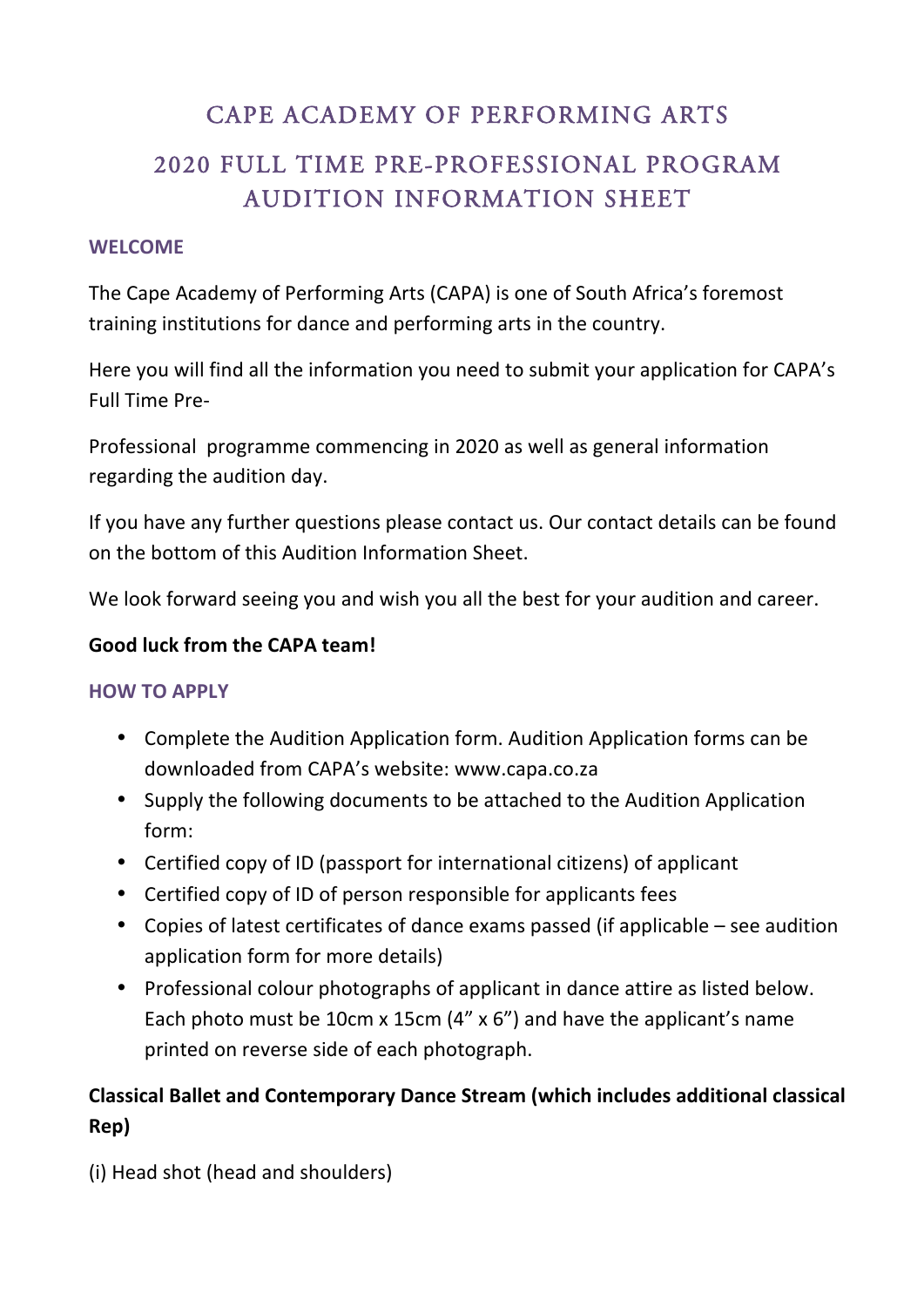# CAPE ACADEMY OF PERFORMING ARTS

## 2020 FULL TIME PRE-PROFESSIONAL PROGRAM AUDITION INFORMATION SHEET

### WELCOME

The Cape Academy of Performing Arts (CAPA) is one of South Africa's foremost training institutions for dance and performing arts in the country.

Here you will find all the information you need to submit your application for CAPA's Full Time Pre-

Professional programme commencing in 2020 as well as general information regarding the audition day.

If you have any further questions please contact us. Our contact details can be found on the bottom of this Audition Information Sheet.

We look forward seeing you and wish you all the best for your audition and career.

**Good luck from the CAPA team!**

### HOW TO APPLY

- Complete the Audition Application form. Audition Application forms can be downloaded from CAPA's website: www.capa.co.za
- Supply the following documents to be attached to the Audition Application form:
- Certified copy of ID (passport for international citizens) of applicant
- Certified copy of ID of person responsible for applicants fees
- Copies of latest certificates of dance exams passed (if applicable – see audition application form for more details)
- Professional colour photographs of applicant in dance attire as listed below. Each photo must be 10cm x 15cm (4" x 6") and have the applicant's name printed on reverse side of each photograph.

**Classical Ballet and Contemporary Dance Stream (which includes additional classical Rep)**

(i) Head shot (head and shoulders)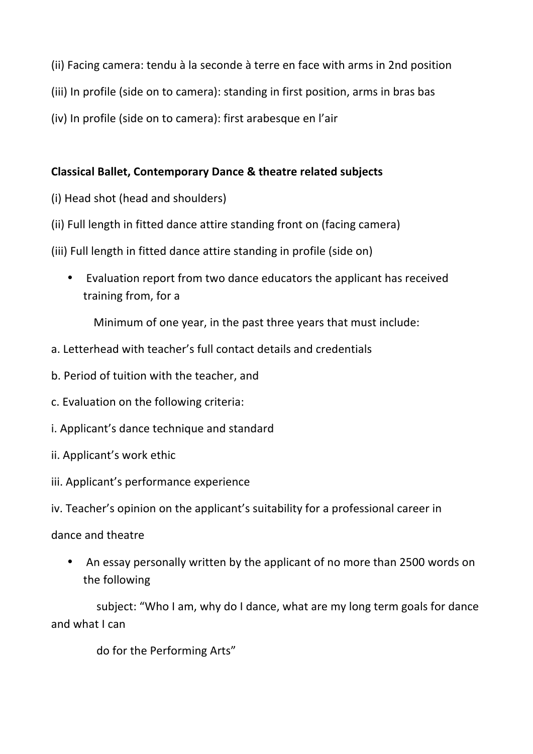(ii) Facing camera: tendu à la seconde à terre en face with arms in 2nd position

(iii) In profile (side on to camera): standing in first position, arms in bras bas

(iv) In profile (side on to camera): first arabesque en l'air

**Classical Ballet, Contemporary Dance & theatre related subjects**

(i) Head shot (head and shoulders)

(ii) Full length in fitted dance attire standing front on (facing camera)

(iii) Full length in fitted dance attire standing in profile (side on)

- Evaluation report from two dance educators the applicant has received training from, for a

  Minimum of one year, in the past three years that must include:

a. Letterhead with teacher's full contact details and credentials

b. Period of tuition with the teacher, and

c. Evaluation on the following criteria:

i. Applicant's dance technique and standard

ii. Applicant's work ethic

iii. Applicant's performance experience

iv. Teacher's opinion on the applicant's suitability for a professional career in dance and theatre

- An essay personally written by the applicant of no more than 2500 words on the following

  subject: "Who I am, why do I dance, what are my long term goals for dance and what I can

  do for the Performing Arts"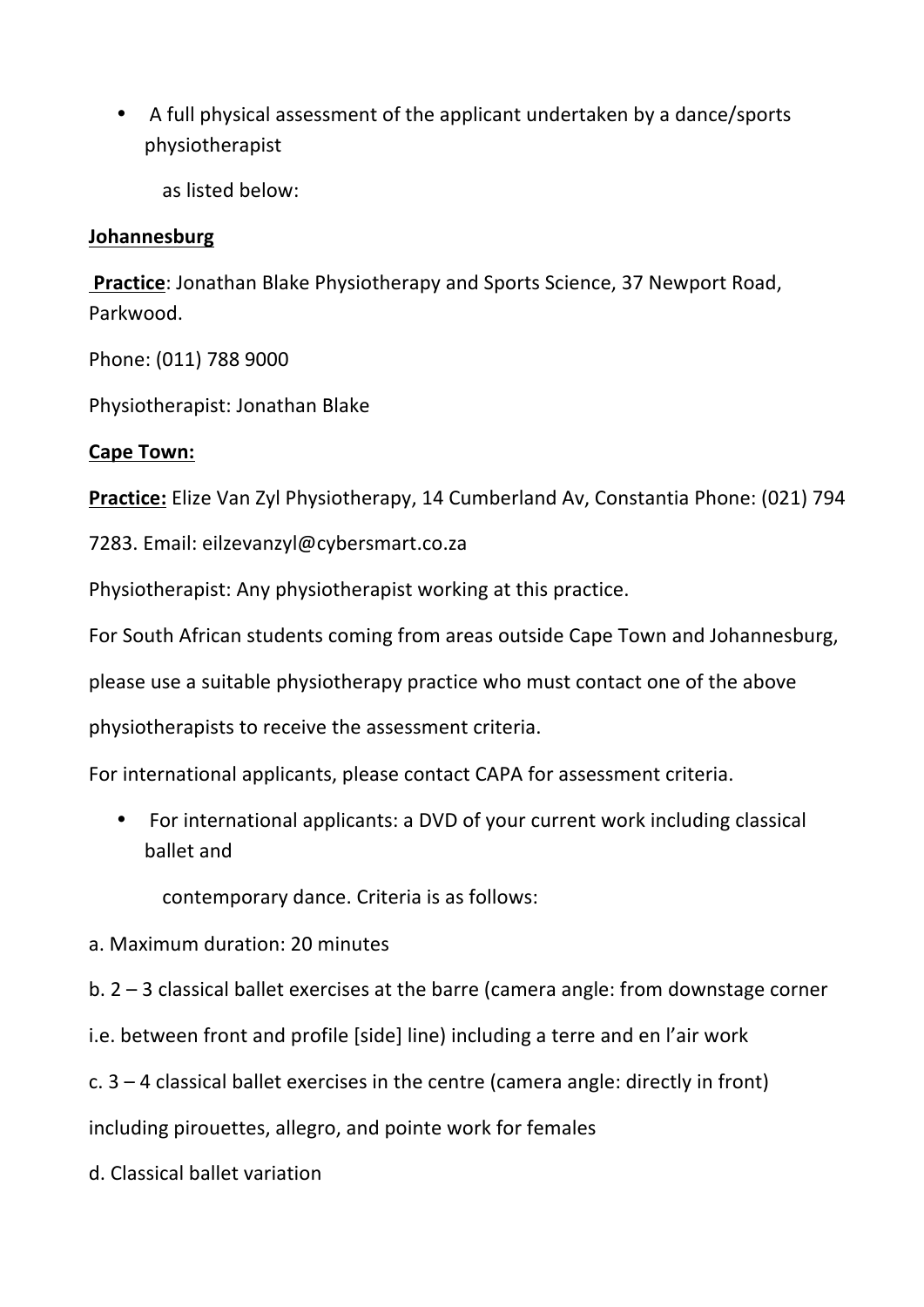- A full physical assessment of the applicant undertaken by a dance/sports physiotherapist as listed below:

**Johannesburg**

**Practice**: Jonathan Blake Physiotherapy and Sports Science, 37 Newport Road, Parkwood.

Phone: (011) 788 9000

Physiotherapist: Jonathan Blake

**Cape Town:**

**Practice:** Elize Van Zyl Physiotherapy, 14 Cumberland Av, Constantia Phone: (021) 794 7283. Email: eilzevanzyl@cybersmart.co.za

Physiotherapist: Any physiotherapist working at this practice.

For South African students coming from areas outside Cape Town and Johannesburg, please use a suitable physiotherapy practice who must contact one of the above physiotherapists to receive the assessment criteria.

For international applicants, please contact CAPA for assessment criteria.

- For international applicants: a DVD of your current work including classical ballet and contemporary dance. Criteria is as follows:

a. Maximum duration: 20 minutes

b. 2 – 3 classical ballet exercises at the barre (camera angle: from downstage corner i.e. between front and profile [side] line) including a terre and en l'air work

c. 3 – 4 classical ballet exercises in the centre (camera angle: directly in front) including pirouettes, allegro, and pointe work for females

d. Classical ballet variation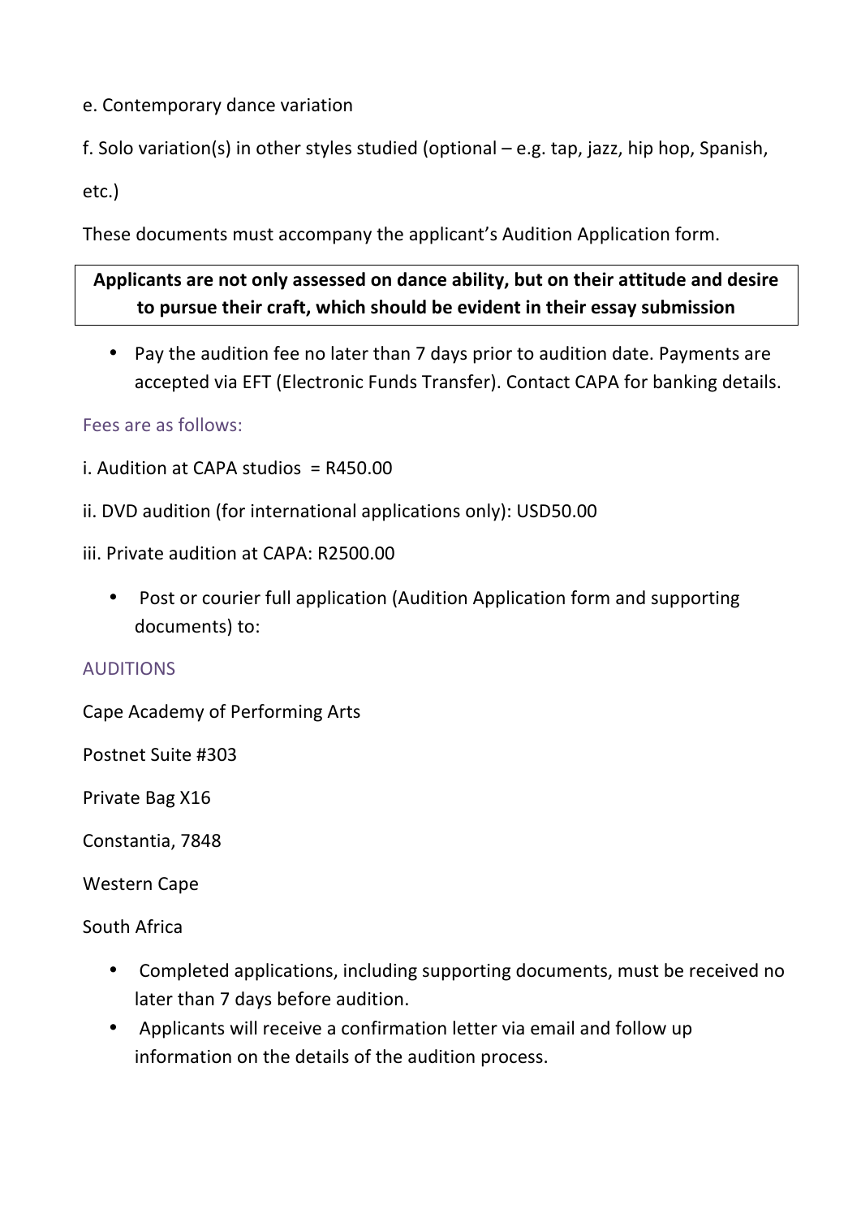e. Contemporary dance variation

f. Solo variation(s) in other styles studied (optional – e.g. tap, jazz, hip hop, Spanish, etc.)

These documents must accompany the applicant's Audition Application form.

**Applicants are not only assessed on dance ability, but on their attitude and desire to pursue their craft, which should be evident in their essay submission**

- Pay the audition fee no later than 7 days prior to audition date. Payments are accepted via EFT (Electronic Funds Transfer). Contact CAPA for banking details.

### Fees are as follows:

i. Audition at CAPA studios = R450.00

ii. DVD audition (for international applications only): USD50.00

iii. Private audition at CAPA: R2500.00

- Post or courier full application (Audition Application form and supporting documents) to:

### AUDITIONS

Cape Academy of Performing Arts

Postnet Suite #303

Private Bag X16

Constantia, 7848

Western Cape

South Africa

- Completed applications, including supporting documents, must be received no later than 7 days before audition.
- Applicants will receive a confirmation letter via email and follow up information on the details of the audition process.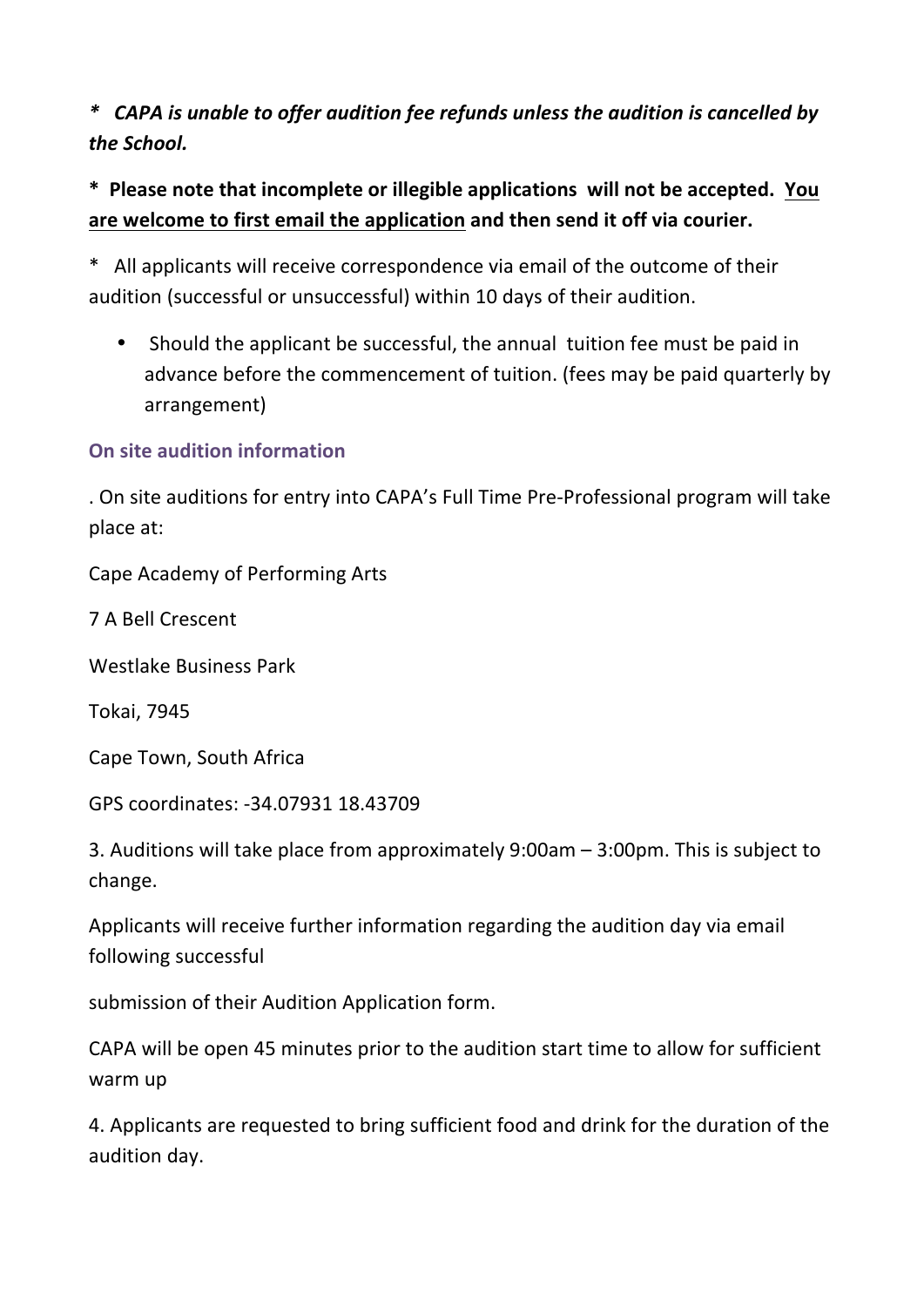***   CAPA is unable to offer audition fee refunds unless the audition is cancelled by the School.***

**\*  Please note that incomplete or illegible applications  will not be accepted.  <u>You are welcome to first email the application</u> and then send it off via courier.**

\*   All applicants will receive correspondence via email of the outcome of their audition (successful or unsuccessful) within 10 days of their audition.

- Should the applicant be successful, the annual  tuition fee must be paid in advance before the commencement of tuition. (fees may be paid quarterly by arrangement)

### On site audition information

. On site auditions for entry into CAPA's Full Time Pre-Professional program will take place at:

Cape Academy of Performing Arts

7 A Bell Crescent

Westlake Business Park

Tokai, 7945

Cape Town, South Africa

GPS coordinates: -34.07931 18.43709

3. Auditions will take place from approximately 9:00am – 3:00pm. This is subject to change.

Applicants will receive further information regarding the audition day via email following successful

submission of their Audition Application form.

CAPA will be open 45 minutes prior to the audition start time to allow for sufficient warm up

4. Applicants are requested to bring sufficient food and drink for the duration of the audition day.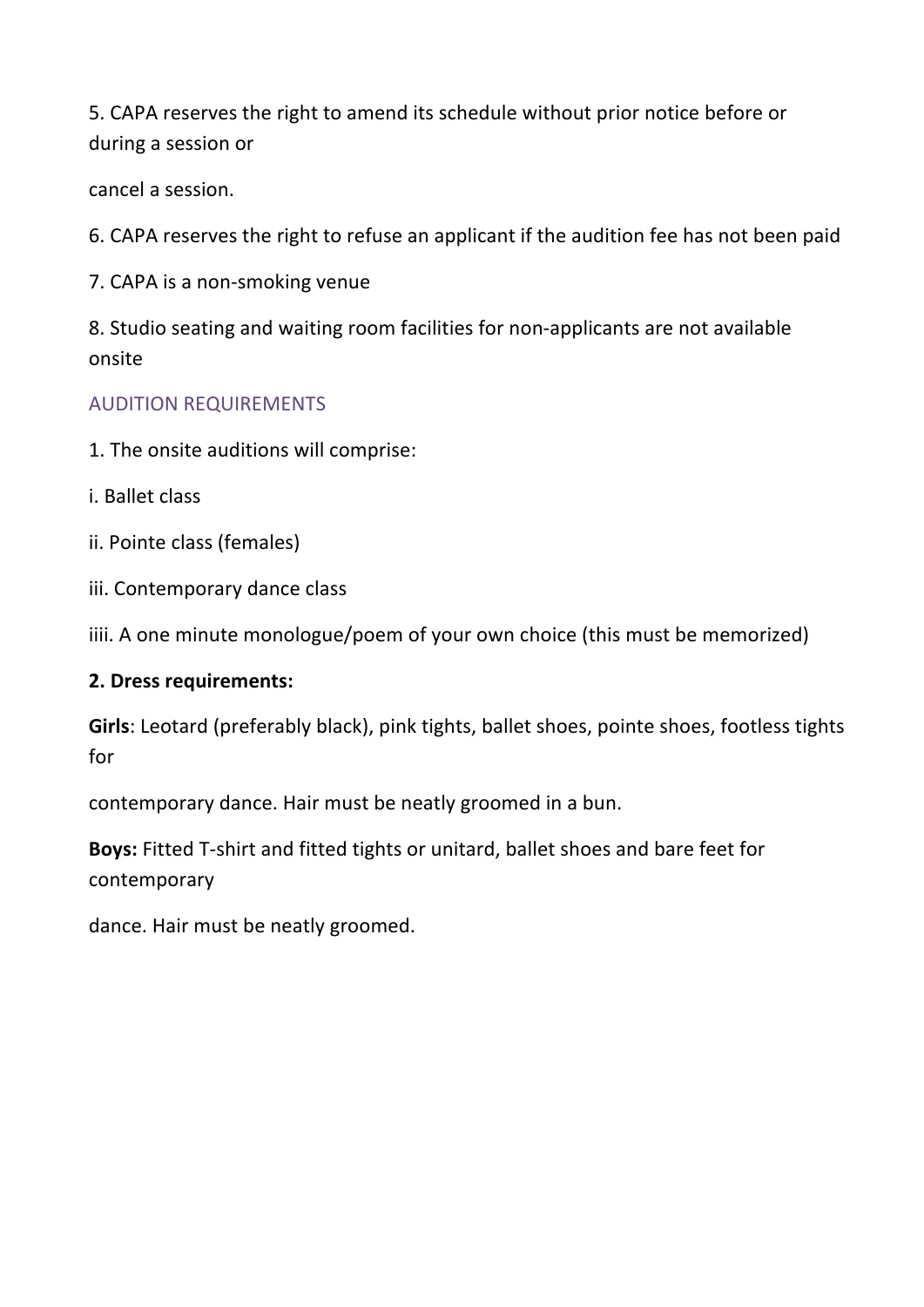5. CAPA reserves the right to amend its schedule without prior notice before or during a session or cancel a session.

6. CAPA reserves the right to refuse an applicant if the audition fee has not been paid

7. CAPA is a non-smoking venue

8. Studio seating and waiting room facilities for non-applicants are not available onsite

## AUDITION REQUIREMENTS

1. The onsite auditions will comprise:

i. Ballet class

ii. Pointe class (females)

iii. Contemporary dance class

iiii. A one minute monologue/poem of your own choice (this must be memorized)

**2. Dress requirements:**

**Girls**: Leotard (preferably black), pink tights, ballet shoes, pointe shoes, footless tights for contemporary dance. Hair must be neatly groomed in a bun.

**Boys:** Fitted T-shirt and fitted tights or unitard, ballet shoes and bare feet for contemporary dance. Hair must be neatly groomed.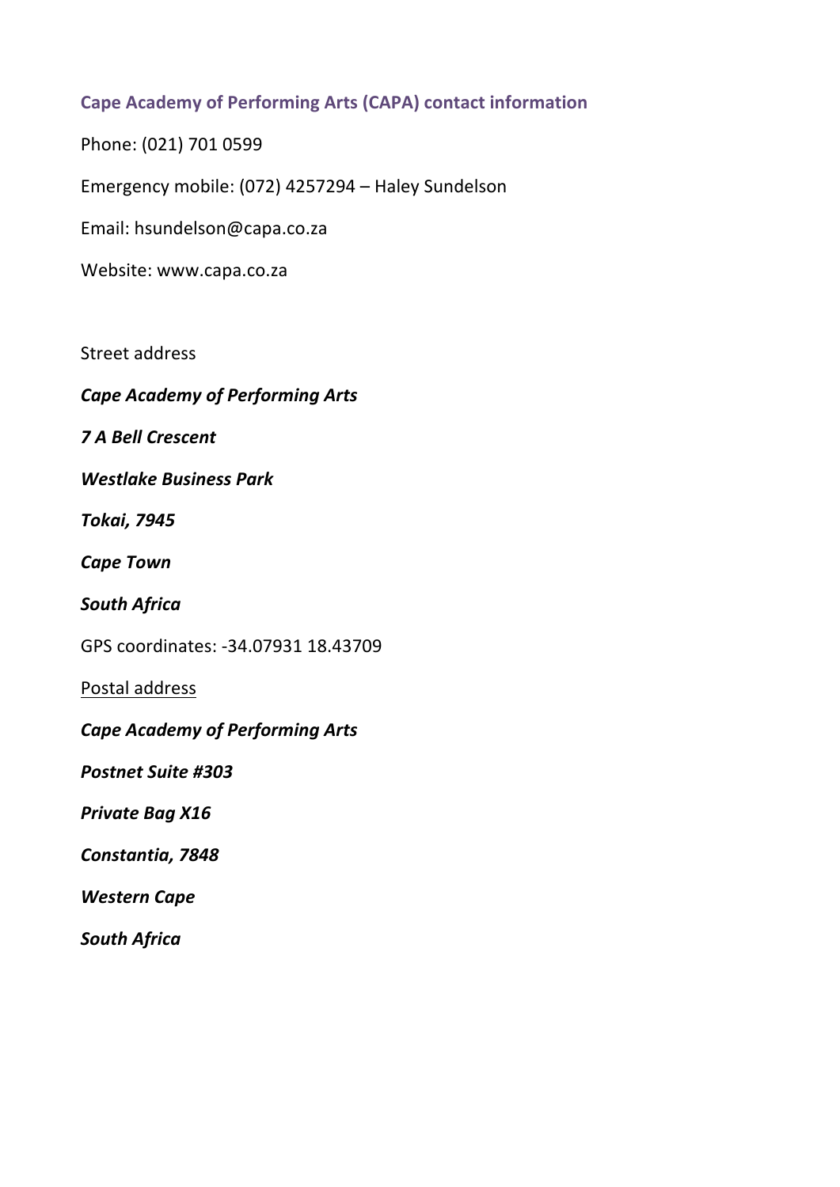## Cape Academy of Performing Arts (CAPA) contact information

Phone: (021) 701 0599

Emergency mobile: (072) 4257294 – Haley Sundelson

Email: hsundelson@capa.co.za

Website: www.capa.co.za

Street address

***Cape Academy of Performing Arts***

***7 A Bell Crescent***

***Westlake Business Park***

***Tokai, 7945***

***Cape Town***

***South Africa***

GPS coordinates: -34.07931 18.43709

<u>Postal address</u>

***Cape Academy of Performing Arts***

***Postnet Suite #303***

***Private Bag X16***

***Constantia, 7848***

***Western Cape***

***South Africa***